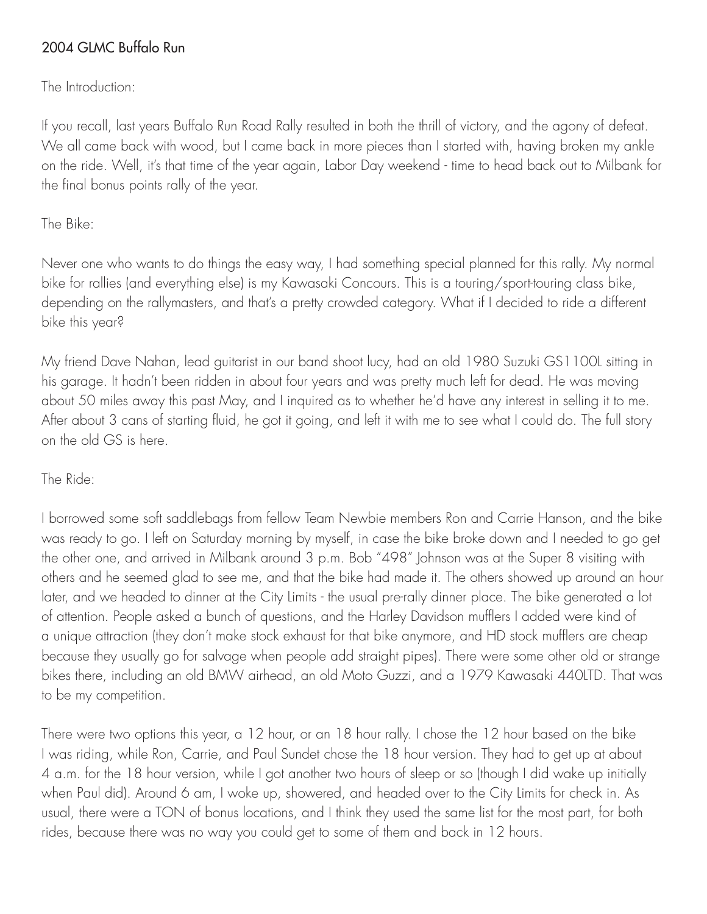# 2004 GLMC Buffalo Run

The Introduction:

If you recall, last years Buffalo Run Road Rally resulted in both the thrill of victory, and the agony of defeat. We all came back with wood, but I came back in more pieces than I started with, having broken my ankle on the ride. Well, it's that time of the year again, Labor Day weekend - time to head back out to Milbank for the final bonus points rally of the year.

The Bike:

Never one who wants to do things the easy way, I had something special planned for this rally. My normal bike for rallies (and everything else) is my Kawasaki Concours. This is a touring/sport-touring class bike, depending on the rallymasters, and that's a pretty crowded category. What if I decided to ride a different bike this year?

My friend Dave Nahan, lead guitarist in our band shoot lucy, had an old 1980 Suzuki GS1100L sitting in his garage. It hadn't been ridden in about four years and was pretty much left for dead. He was moving about 50 miles away this past May, and I inquired as to whether he'd have any interest in selling it to me. After about 3 cans of starting fluid, he got it going, and left it with me to see what I could do. The full story on the old GS is here.

The Ride:

I borrowed some soft saddlebags from fellow Team Newbie members Ron and Carrie Hanson, and the bike was ready to go. I left on Saturday morning by myself, in case the bike broke down and I needed to go get the other one, and arrived in Milbank around 3 p.m. Bob "498" Johnson was at the Super 8 visiting with others and he seemed glad to see me, and that the bike had made it. The others showed up around an hour later, and we headed to dinner at the City Limits - the usual pre-rally dinner place. The bike generated a lot of attention. People asked a bunch of questions, and the Harley Davidson mufflers I added were kind of a unique attraction (they don't make stock exhaust for that bike anymore, and HD stock mufflers are cheap because they usually go for salvage when people add straight pipes). There were some other old or strange bikes there, including an old BMW airhead, an old Moto Guzzi, and a 1979 Kawasaki 440LTD. That was to be my competition.

There were two options this year, a 12 hour, or an 18 hour rally. I chose the 12 hour based on the bike I was riding, while Ron, Carrie, and Paul Sundet chose the 18 hour version. They had to get up at about 4 a.m. for the 18 hour version, while I got another two hours of sleep or so (though I did wake up initially when Paul did). Around 6 am, I woke up, showered, and headed over to the City Limits for check in. As usual, there were a TON of bonus locations, and I think they used the same list for the most part, for both rides, because there was no way you could get to some of them and back in 12 hours.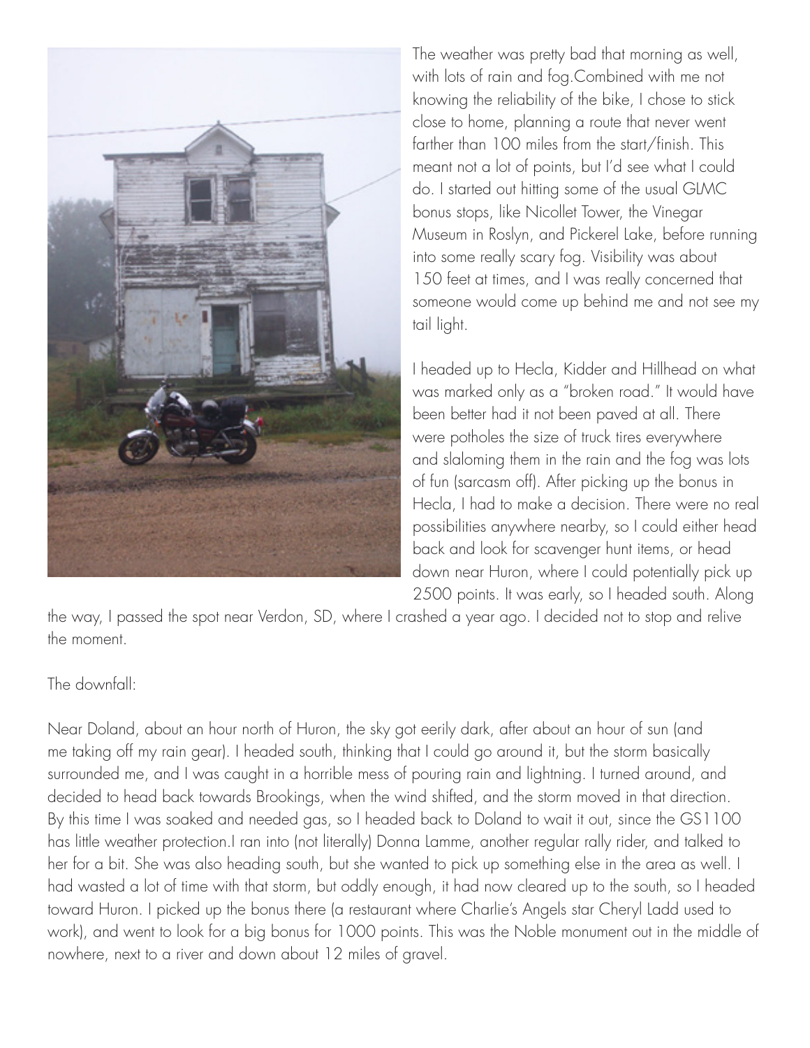The weather was pretty bad that morning as well, with lots of rain and fog.Combined with me not knowing the reliability of the bike, I chose to stick close to home, planning a route that never went farther than 100 miles from the start/finish. This meant not a lot of points, but I'd see what I could do. I started out hitting some of the usual GLMC bonus stops, like Nicollet Tower, the Vinegar Museum in Roslyn, and Pickerel Lake, before running into some really scary fog. Visibility was about 150 feet at times, and I was really concerned that someone would come up behind me and not see my tail light.

I headed up to Hecla, Kidder and Hillhead on what was marked only as a "broken road." It would have been better had it not been paved at all. There were potholes the size of truck tires everywhere and slaloming them in the rain and the fog was lots of fun (sarcasm off). After picking up the bonus in Hecla, I had to make a decision. There were no real possibilities anywhere nearby, so I could either head back and look for scavenger hunt items, or head down near Huron, where I could potentially pick up 2500 points. It was early, so I headed south. Along the way, I passed the spot near Verdon, SD, where I crashed a year ago. I decided not to stop and relive the moment.

The downfall:

Near Doland, about an hour north of Huron, the sky got eerily dark, after about an hour of sun (and me taking off my rain gear). I headed south, thinking that I could go around it, but the storm basically surrounded me, and I was caught in a horrible mess of pouring rain and lightning. I turned around, and decided to head back towards Brookings, when the wind shifted, and the storm moved in that direction. By this time I was soaked and needed gas, so I headed back to Doland to wait it out, since the GS1100 has little weather protection.I ran into (not literally) Donna Lamme, another regular rally rider, and talked to her for a bit. She was also heading south, but she wanted to pick up something else in the area as well. I had wasted a lot of time with that storm, but oddly enough, it had now cleared up to the south, so I headed toward Huron. I picked up the bonus there (a restaurant where Charlie's Angels star Cheryl Ladd used to work), and went to look for a big bonus for 1000 points. This was the Noble monument out in the middle of nowhere, next to a river and down about 12 miles of gravel.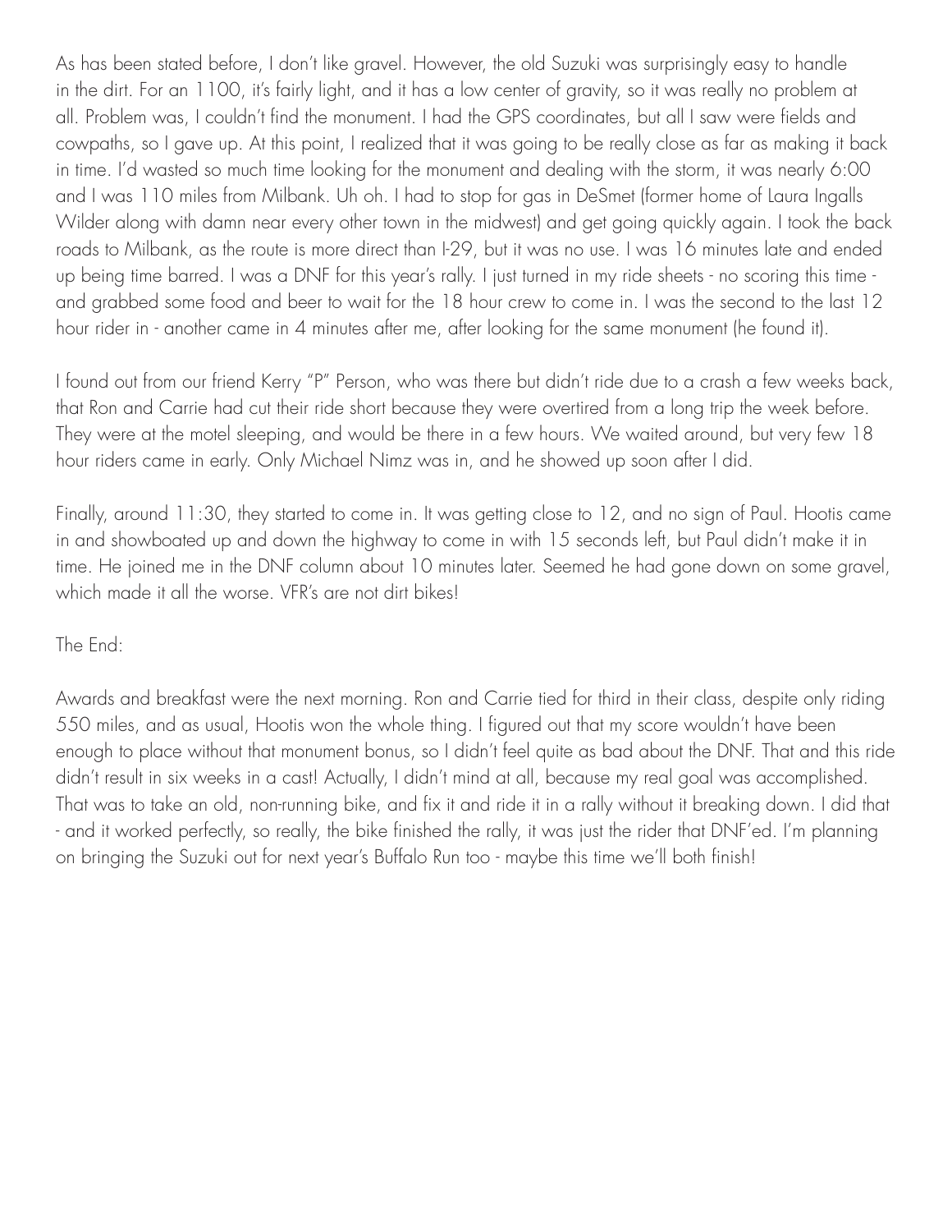As has been stated before, I don't like gravel. However, the old Suzuki was surprisingly easy to handle in the dirt. For an 1100, it's fairly light, and it has a low center of gravity, so it was really no problem at all. Problem was, I couldn't find the monument. I had the GPS coordinates, but all I saw were fields and cowpaths, so I gave up. At this point, I realized that it was going to be really close as far as making it back in time. I'd wasted so much time looking for the monument and dealing with the storm, it was nearly 6:00 and I was 110 miles from Milbank. Uh oh. I had to stop for gas in DeSmet (former home of Laura Ingalls Wilder along with damn near every other town in the midwest) and get going quickly again. I took the back roads to Milbank, as the route is more direct than I-29, but it was no use. I was 16 minutes late and ended up being time barred. I was a DNF for this year's rally. I just turned in my ride sheets - no scoring this time - and grabbed some food and beer to wait for the 18 hour crew to come in. I was the second to the last 12 hour rider in - another came in 4 minutes after me, after looking for the same monument (he found it).

I found out from our friend Kerry "P" Person, who was there but didn't ride due to a crash a few weeks back, that Ron and Carrie had cut their ride short because they were overtired from a long trip the week before. They were at the motel sleeping, and would be there in a few hours. We waited around, but very few 18 hour riders came in early. Only Michael Nimz was in, and he showed up soon after I did.

Finally, around 11:30, they started to come in. It was getting close to 12, and no sign of Paul. Hootis came in and showboated up and down the highway to come in with 15 seconds left, but Paul didn't make it in time. He joined me in the DNF column about 10 minutes later. Seemed he had gone down on some gravel, which made it all the worse. VFR's are not dirt bikes!

The End:

Awards and breakfast were the next morning. Ron and Carrie tied for third in their class, despite only riding 550 miles, and as usual, Hootis won the whole thing. I figured out that my score wouldn't have been enough to place without that monument bonus, so I didn't feel quite as bad about the DNF. That and this ride didn't result in six weeks in a cast! Actually, I didn't mind at all, because my real goal was accomplished. That was to take an old, non-running bike, and fix it and ride it in a rally without it breaking down. I did that - and it worked perfectly, so really, the bike finished the rally, it was just the rider that DNF'ed. I'm planning on bringing the Suzuki out for next year's Buffalo Run too - maybe this time we'll both finish!